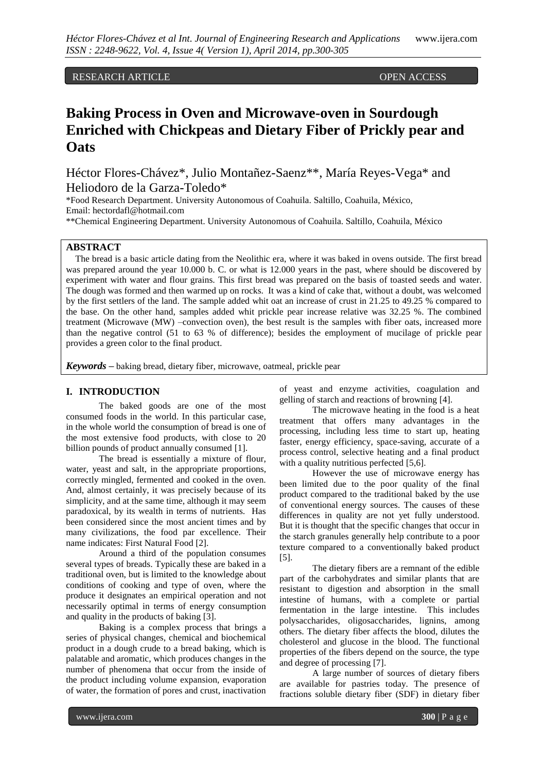RESEARCH ARTICLE OPEN ACCESS

# Baking Process in Oven and Microwave-oven in Sourdough Enriched with Chickpeas and Dietary Fiber of Prickly pear and Oats

Héctor Flores-Chávez*, Julio Montañez-Saenz**, María Reyes-Vega* and Heliodoro de la Garza-Toledo*

*Food Research Department. University Autonomous of Coahuila. Saltillo, Coahuila, México, Email: hectordafl@hotmail.com

**Chemical Engineering Department. University Autonomous of Coahuila. Saltillo, Coahuila, México

## ABSTRACT

The bread is a basic article dating from the Neolithic era, where it was baked in ovens outside. The first bread was prepared around the year 10.000 b. C. or what is 12.000 years in the past, where should be discovered by experiment with water and flour grains. This first bread was prepared on the basis of toasted seeds and water. The dough was formed and then warmed up on rocks. It was a kind of cake that, without a doubt, was welcomed by the first settlers of the land. The sample added whit oat an increase of crust in 21.25 to 49.25 % compared to the base. On the other hand, samples added whit prickle pear increase relative was 32.25 %. The combined treatment (Microwave (MW) –convection oven), the best result is the samples with fiber oats, increased more than the negative control (51 to 63 % of difference); besides the employment of mucilage of prickle pear provides a green color to the final product.

***Keywords*** – baking bread, dietary fiber, microwave, oatmeal, prickle pear

## I. INTRODUCTION

The baked goods are one of the most consumed foods in the world. In this particular case, in the whole world the consumption of bread is one of the most extensive food products, with close to 20 billion pounds of product annually consumed [1].

The bread is essentially a mixture of flour, water, yeast and salt, in the appropriate proportions, correctly mingled, fermented and cooked in the oven. And, almost certainly, it was precisely because of its simplicity, and at the same time, although it may seem paradoxical, by its wealth in terms of nutrients. Has been considered since the most ancient times and by many civilizations, the food par excellence. Their name indicates: First Natural Food [2].

Around a third of the population consumes several types of breads. Typically these are baked in a traditional oven, but is limited to the knowledge about conditions of cooking and type of oven, where the produce it designates an empirical operation and not necessarily optimal in terms of energy consumption and quality in the products of baking [3].

Baking is a complex process that brings a series of physical changes, chemical and biochemical product in a dough crude to a bread baking, which is palatable and aromatic, which produces changes in the number of phenomena that occur from the inside of the product including volume expansion, evaporation of water, the formation of pores and crust, inactivation of yeast and enzyme activities, coagulation and gelling of starch and reactions of browning [4].

The microwave heating in the food is a heat treatment that offers many advantages in the processing, including less time to start up, heating faster, energy efficiency, space-saving, accurate of a process control, selective heating and a final product with a quality nutritious perfected [5,6].

However the use of microwave energy has been limited due to the poor quality of the final product compared to the traditional baked by the use of conventional energy sources. The causes of these differences in quality are not yet fully understood. But it is thought that the specific changes that occur in the starch granules generally help contribute to a poor texture compared to a conventionally baked product [5].

The dietary fibers are a remnant of the edible part of the carbohydrates and similar plants that are resistant to digestion and absorption in the small intestine of humans, with a complete or partial fermentation in the large intestine. This includes polysaccharides, oligosaccharides, lignins, among others. The dietary fiber affects the blood, dilutes the cholesterol and glucose in the blood. The functional properties of the fibers depend on the source, the type and degree of processing [7].

A large number of sources of dietary fibers are available for pastries today. The presence of fractions soluble dietary fiber (SDF) in dietary fiber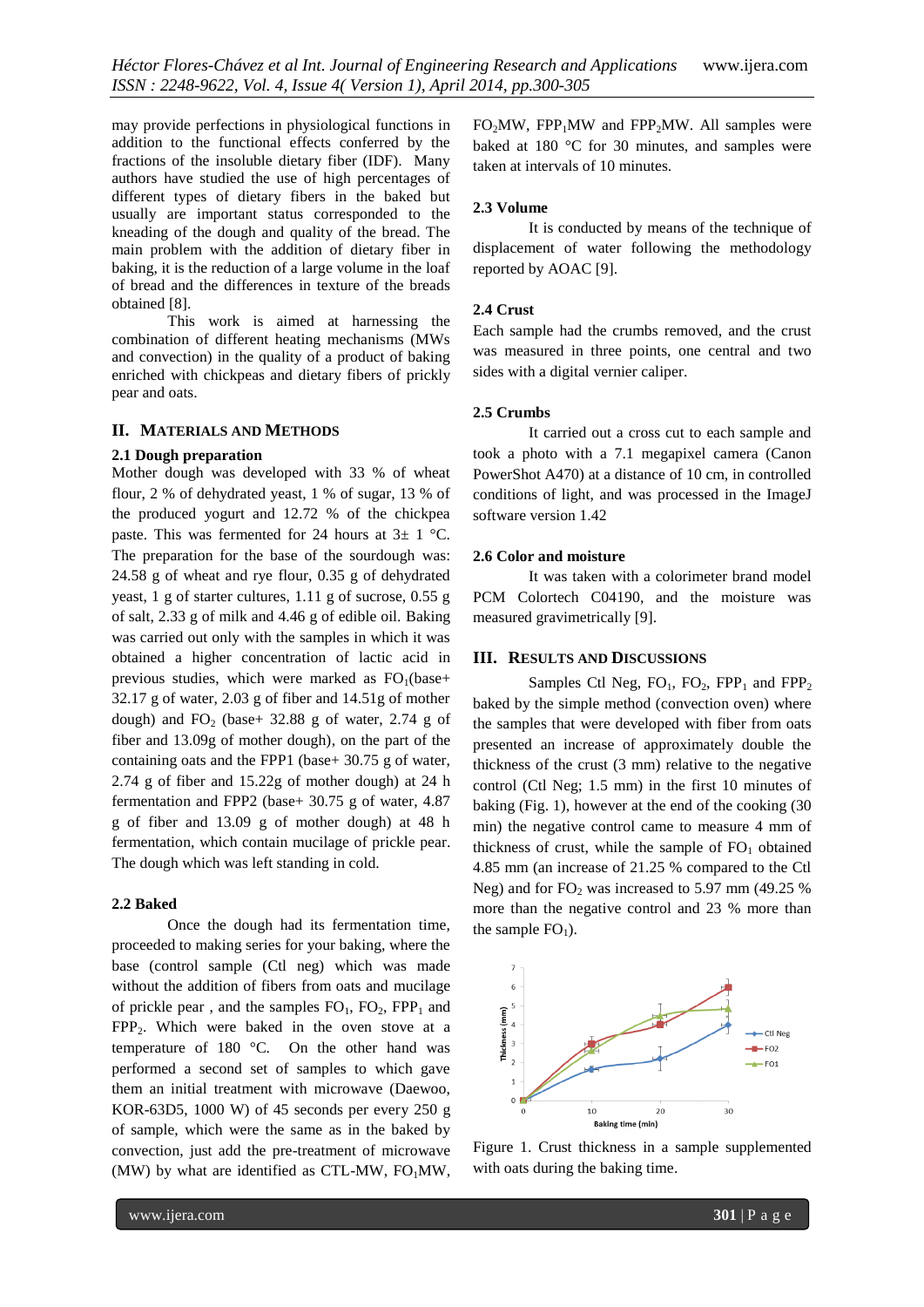may provide perfections in physiological functions in addition to the functional effects conferred by the fractions of the insoluble dietary fiber (IDF). Many authors have studied the use of high percentages of different types of dietary fibers in the baked but usually are important status corresponded to the kneading of the dough and quality of the bread. The main problem with the addition of dietary fiber in baking, it is the reduction of a large volume in the loaf of bread and the differences in texture of the breads obtained [8].

This work is aimed at harnessing the combination of different heating mechanisms (MWs and convection) in the quality of a product of baking enriched with chickpeas and dietary fibers of prickly pear and oats.

## II. MATERIALS AND METHODS

### 2.1 Dough preparation

Mother dough was developed with 33 % of wheat flour, 2 % of dehydrated yeast, 1 % of sugar, 13 % of the produced yogurt and 12.72 % of the chickpea paste. This was fermented for 24 hours at 3± 1 °C. The preparation for the base of the sourdough was: 24.58 g of wheat and rye flour, 0.35 g of dehydrated yeast, 1 g of starter cultures, 1.11 g of sucrose, 0.55 g of salt, 2.33 g of milk and 4.46 g of edible oil. Baking was carried out only with the samples in which it was obtained a higher concentration of lactic acid in previous studies, which were marked as $FO_1$(base+ 32.17 g of water, 2.03 g of fiber and 14.51g of mother dough) and $FO_2$ (base+ 32.88 g of water, 2.74 g of fiber and 13.09g of mother dough), on the part of the containing oats and the FPP1 (base+ 30.75 g of water, 2.74 g of fiber and 15.22g of mother dough) at 24 h fermentation and FPP2 (base+ 30.75 g of water, 4.87 g of fiber and 13.09 g of mother dough) at 48 h fermentation, which contain mucilage of prickle pear. The dough which was left standing in cold.

### 2.2 Baked

Once the dough had its fermentation time, proceeded to making series for your baking, where the base (control sample (Ctl neg) which was made without the addition of fibers from oats and mucilage of prickle pear , and the samples $FO_1$, $FO_2$, $FPP_1$ and $FPP_2$. Which were baked in the oven stove at a temperature of 180 °C. On the other hand was performed a second set of samples to which gave them an initial treatment with microwave (Daewoo, KOR-63D5, 1000 W) of 45 seconds per every 250 g of sample, which were the same as in the baked by convection, just add the pre-treatment of microwave (MW) by what are identified as CTL-MW, $FO_1$MW, $FO_2$MW, $FPP_1$MW and $FPP_2$MW. All samples were baked at 180 °C for 30 minutes, and samples were taken at intervals of 10 minutes.

### 2.3 Volume

It is conducted by means of the technique of displacement of water following the methodology reported by AOAC [9].

### 2.4 Crust

Each sample had the crumbs removed, and the crust was measured in three points, one central and two sides with a digital vernier caliper.

### 2.5 Crumbs

It carried out a cross cut to each sample and took a photo with a 7.1 megapixel camera (Canon PowerShot A470) at a distance of 10 cm, in controlled conditions of light, and was processed in the ImageJ software version 1.42

### 2.6 Color and moisture

It was taken with a colorimeter brand model PCM Colortech C04190, and the moisture was measured gravimetrically [9].

## III. RESULTS AND DISCUSSIONS

Samples Ctl Neg, $FO_1$, $FO_2$, $FPP_1$ and $FPP_2$ baked by the simple method (convection oven) where the samples that were developed with fiber from oats presented an increase of approximately double the thickness of the crust (3 mm) relative to the negative control (Ctl Neg; 1.5 mm) in the first 10 minutes of baking (Fig. 1), however at the end of the cooking (30 min) the negative control came to measure 4 mm of thickness of crust, while the sample of $FO_1$ obtained 4.85 mm (an increase of 21.25 % compared to the Ctl Neg) and for $FO_2$ was increased to 5.97 mm (49.25 % more than the negative control and 23 % more than the sample $FO_1$).

Figure 1. Crust thickness in a sample supplemented with oats during the baking time.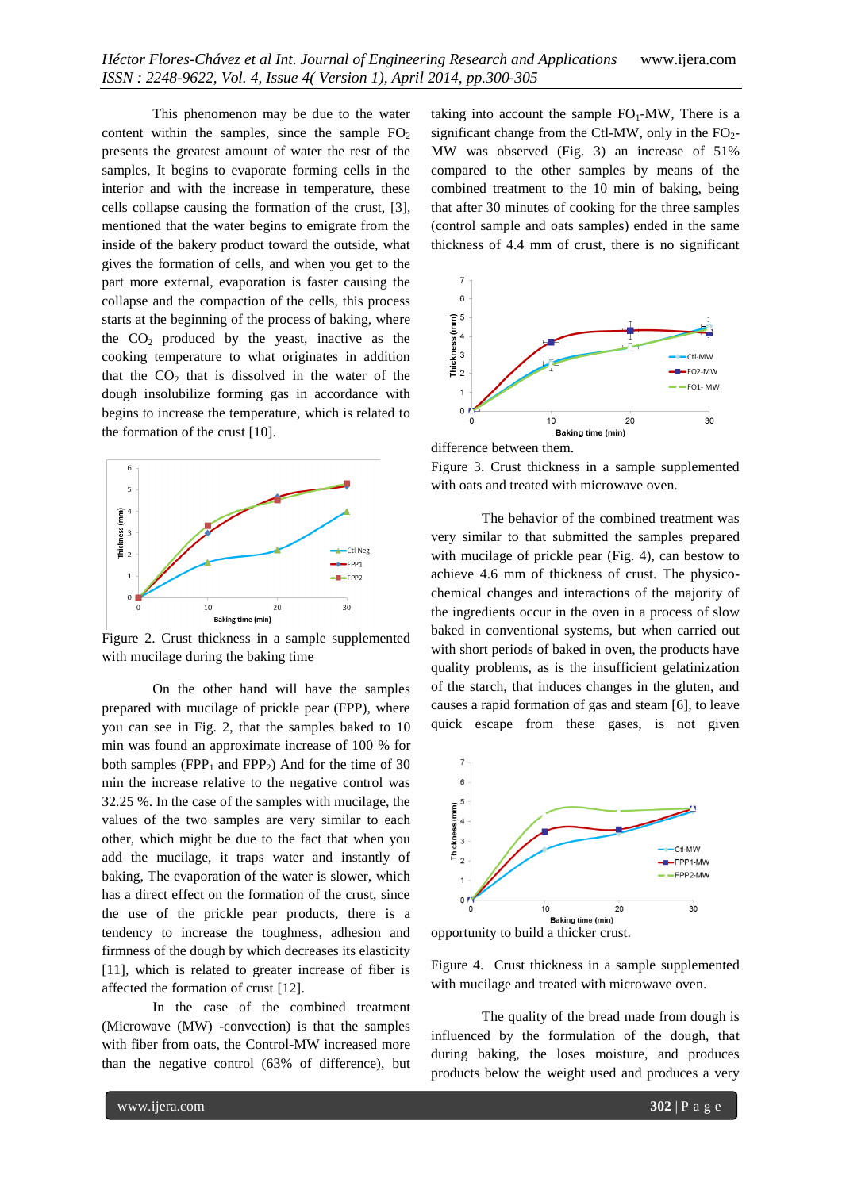This phenomenon may be due to the water content within the samples, since the sample $FO_2$ presents the greatest amount of water the rest of the samples, It begins to evaporate forming cells in the interior and with the increase in temperature, these cells collapse causing the formation of the crust, [3], mentioned that the water begins to emigrate from the inside of the bakery product toward the outside, what gives the formation of cells, and when you get to the part more external, evaporation is faster causing the collapse and the compaction of the cells, this process starts at the beginning of the process of baking, where the $CO_2$ produced by the yeast, inactive as the cooking temperature to what originates in addition that the $CO_2$ that is dissolved in the water of the dough insolubilize forming gas in accordance with begins to increase the temperature, which is related to the formation of the crust [10].

Figure 2. Crust thickness in a sample supplemented with mucilage during the baking time

On the other hand will have the samples prepared with mucilage of prickle pear (FPP), where you can see in Fig. 2, that the samples baked to 10 min was found an approximate increase of 100 % for both samples ($FPP_1$ and $FPP_2$) And for the time of 30 min the increase relative to the negative control was 32.25 %. In the case of the samples with mucilage, the values of the two samples are very similar to each other, which might be due to the fact that when you add the mucilage, it traps water and instantly of baking, The evaporation of the water is slower, which has a direct effect on the formation of the crust, since the use of the prickle pear products, there is a tendency to increase the toughness, adhesion and firmness of the dough by which decreases its elasticity [11], which is related to greater increase of fiber is affected the formation of crust [12].

In the case of the combined treatment (Microwave (MW) -convection) is that the samples with fiber from oats, the Control-MW increased more than the negative control (63% of difference), but taking into account the sample $FO_1$-MW, There is a significant change from the Ctl-MW, only in the $FO_2$-MW was observed (Fig. 3) an increase of 51% compared to the other samples by means of the combined treatment to the 10 min of baking, being that after 30 minutes of cooking for the three samples (control sample and oats samples) ended in the same thickness of 4.4 mm of crust, there is no significant difference between them.

Figure 3. Crust thickness in a sample supplemented with oats and treated with microwave oven.

The behavior of the combined treatment was very similar to that submitted the samples prepared with mucilage of prickle pear (Fig. 4), can bestow to achieve 4.6 mm of thickness of crust. The physico-chemical changes and interactions of the majority of the ingredients occur in the oven in a process of slow baked in conventional systems, but when carried out with short periods of baked in oven, the products have quality problems, as is the insufficient gelatinization of the starch, that induces changes in the gluten, and causes a rapid formation of gas and steam [6], to leave quick escape from these gases, is not given opportunity to build a thicker crust.

Figure 4. Crust thickness in a sample supplemented with mucilage and treated with microwave oven.

The quality of the bread made from dough is influenced by the formulation of the dough, that during baking, the loses moisture, and produces products below the weight used and produces a very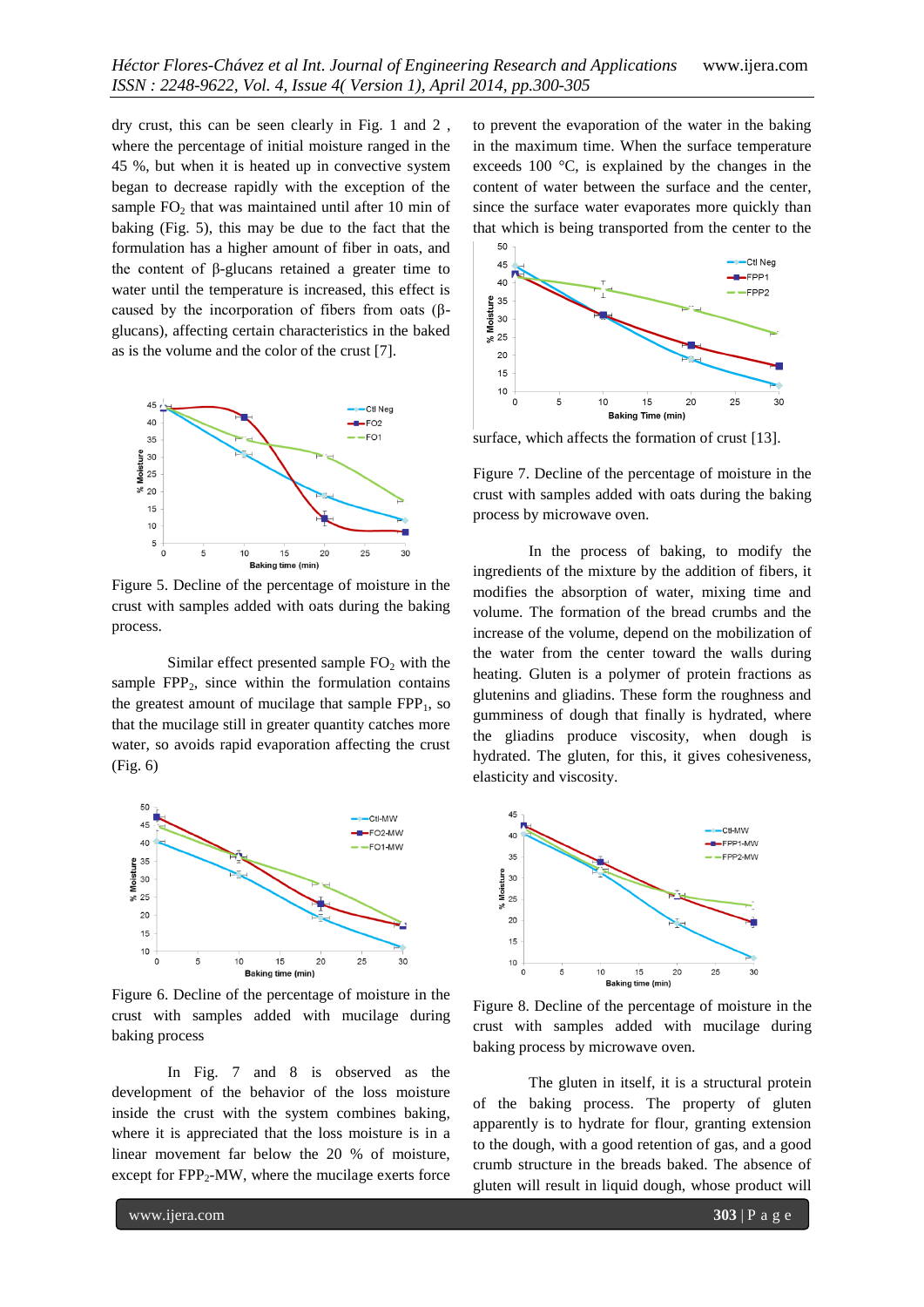dry crust, this can be seen clearly in Fig. 1 and 2 , where the percentage of initial moisture ranged in the 45 %, but when it is heated up in convective system began to decrease rapidly with the exception of the sample $FO_2$ that was maintained until after 10 min of baking (Fig. 5), this may be due to the fact that the formulation has a higher amount of fiber in oats, and the content of β-glucans retained a greater time to water until the temperature is increased, this effect is caused by the incorporation of fibers from oats (β-glucans), affecting certain characteristics in the baked as is the volume and the color of the crust [7].

Figure 5. Decline of the percentage of moisture in the crust with samples added with oats during the baking process.

Similar effect presented sample $FO_2$ with the sample $FPP_2$, since within the formulation contains the greatest amount of mucilage that sample $FPP_1$, so that the mucilage still in greater quantity catches more water, so avoids rapid evaporation affecting the crust (Fig. 6)

Figure 6. Decline of the percentage of moisture in the crust with samples added with mucilage during baking process

In Fig. 7 and 8 is observed as the development of the behavior of the loss moisture inside the crust with the system combines baking, where it is appreciated that the loss moisture is in a linear movement far below the 20 % of moisture, except for $FPP_2$-MW, where the mucilage exerts force to prevent the evaporation of the water in the baking in the maximum time. When the surface temperature exceeds 100 °C, is explained by the changes in the content of water between the surface and the center, since the surface water evaporates more quickly than that which is being transported from the center to the surface, which affects the formation of crust [13].

Figure 7. Decline of the percentage of moisture in the crust with samples added with oats during the baking process by microwave oven.

In the process of baking, to modify the ingredients of the mixture by the addition of fibers, it modifies the absorption of water, mixing time and volume. The formation of the bread crumbs and the increase of the volume, depend on the mobilization of the water from the center toward the walls during heating. Gluten is a polymer of protein fractions as glutenins and gliadins. These form the roughness and gumminess of dough that finally is hydrated, where the gliadins produce viscosity, when dough is hydrated. The gluten, for this, it gives cohesiveness, elasticity and viscosity.

Figure 8. Decline of the percentage of moisture in the crust with samples added with mucilage during baking process by microwave oven.

The gluten in itself, it is a structural protein of the baking process. The property of gluten apparently is to hydrate for flour, granting extension to the dough, with a good retention of gas, and a good crumb structure in the breads baked. The absence of gluten will result in liquid dough, whose product will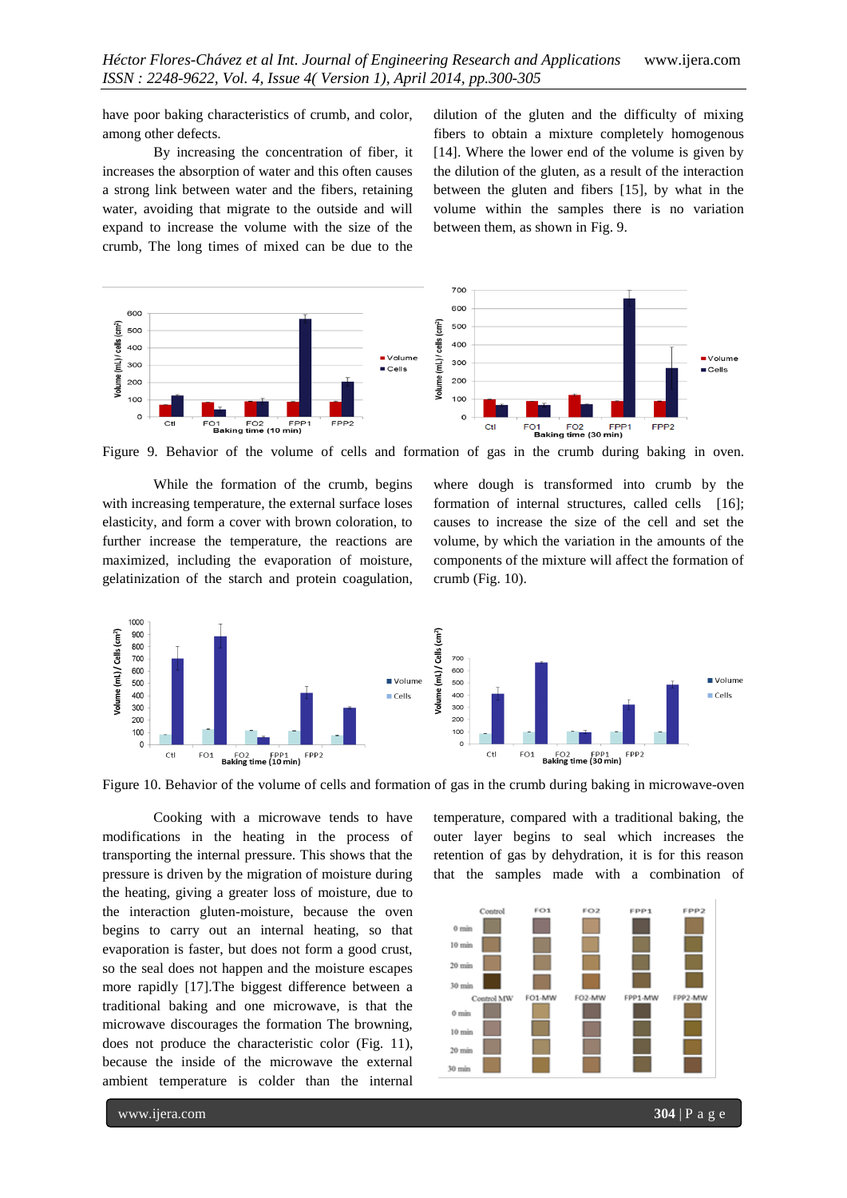have poor baking characteristics of crumb, and color, among other defects.

By increasing the concentration of fiber, it increases the absorption of water and this often causes a strong link between water and the fibers, retaining water, avoiding that migrate to the outside and will expand to increase the volume with the size of the crumb, The long times of mixed can be due to the dilution of the gluten and the difficulty of mixing fibers to obtain a mixture completely homogenous [14]. Where the lower end of the volume is given by the dilution of the gluten, as a result of the interaction between the gluten and fibers [15], by what in the volume within the samples there is no variation between them, as shown in Fig. 9.

Figure 9. Behavior of the volume of cells and formation of gas in the crumb during baking in oven.

While the formation of the crumb, begins with increasing temperature, the external surface loses elasticity, and form a cover with brown coloration, to further increase the temperature, the reactions are maximized, including the evaporation of moisture, gelatinization of the starch and protein coagulation, where dough is transformed into crumb by the formation of internal structures, called cells [16]; causes to increase the size of the cell and set the volume, by which the variation in the amounts of the components of the mixture will affect the formation of crumb (Fig. 10).

Figure 10. Behavior of the volume of cells and formation of gas in the crumb during baking in microwave-oven

Cooking with a microwave tends to have modifications in the heating in the process of transporting the internal pressure. This shows that the pressure is driven by the migration of moisture during the heating, giving a greater loss of moisture, due to the interaction gluten-moisture, because the oven begins to carry out an internal heating, so that evaporation is faster, but does not form a good crust, so the seal does not happen and the moisture escapes more rapidly [17].The biggest difference between a traditional baking and one microwave, is that the microwave discourages the formation The browning, does not produce the characteristic color (Fig. 11), because the inside of the microwave the external ambient temperature is colder than the internal temperature, compared with a traditional baking, the outer layer begins to seal which increases the retention of gas by dehydration, it is for this reason that the samples made with a combination of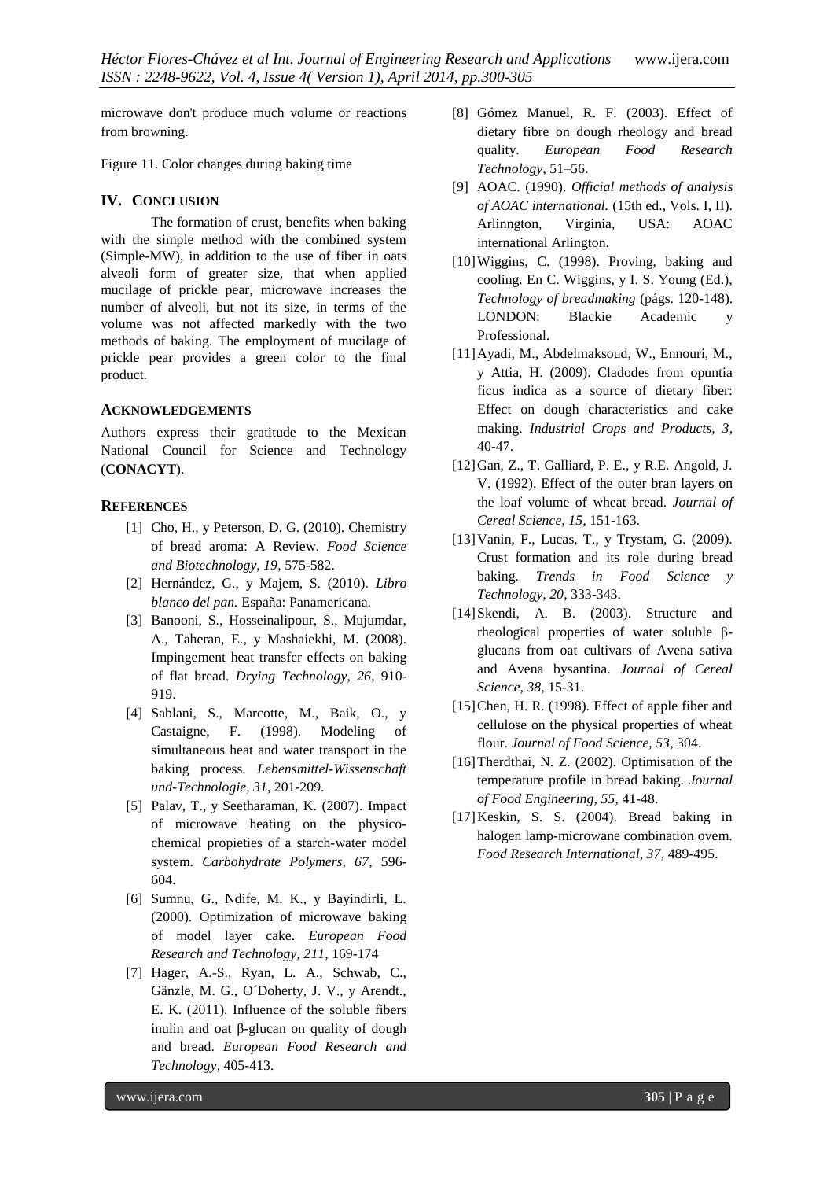microwave don't produce much volume or reactions from browning.

Figure 11. Color changes during baking time

## IV. CONCLUSION

The formation of crust, benefits when baking with the simple method with the combined system (Simple-MW), in addition to the use of fiber in oats alveoli form of greater size, that when applied mucilage of prickle pear, microwave increases the number of alveoli, but not its size, in terms of the volume was not affected markedly with the two methods of baking. The employment of mucilage of prickle pear provides a green color to the final product.

### ACKNOWLEDGEMENTS

Authors express their gratitude to the Mexican National Council for Science and Technology (**CONACYT**).

### REFERENCES

[1] Cho, H., y Peterson, D. G. (2010). Chemistry of bread aroma: A Review. *Food Science and Biotechnology, 19*, 575-582.

[2] Hernández, G., y Majem, S. (2010). *Libro blanco del pan.* España: Panamericana.

[3] Banooni, S., Hosseinalipour, S., Mujumdar, A., Taheran, E., y Mashaiekhi, M. (2008). Impingement heat transfer effects on baking of flat bread. *Drying Technology, 26*, 910-919.

[4] Sablani, S., Marcotte, M., Baik, O., y Castaigne, F. (1998). Modeling of simultaneous heat and water transport in the baking process. *Lebensmittel-Wissenschaft und-Technologie, 31*, 201-209.

[5] Palav, T., y Seetharaman, K. (2007). Impact of microwave heating on the physico-chemical propieties of a starch-water model system. *Carbohydrate Polymers, 67*, 596-604.

[6] Sumnu, G., Ndife, M. K., y Bayindirli, L. (2000). Optimization of microwave baking of model layer cake. *European Food Research and Technology, 211*, 169-174

[7] Hager, A.-S., Ryan, L. A., Schwab, C., Gänzle, M. G., O´Doherty, J. V., y Arendt., E. K. (2011). Influence of the soluble fibers inulin and oat β-glucan on quality of dough and bread. *European Food Research and Technology*, 405-413.

[8] Gómez Manuel, R. F. (2003). Effect of dietary fibre on dough rheology and bread quality. *European Food Research Technology*, 51–56.

[9] AOAC. (1990). *Official methods of analysis of AOAC international.* (15th ed., Vols. I, II). Arlinngton, Virginia, USA: AOAC international Arlington.

[10] Wiggins, C. (1998). Proving, baking and cooling. En C. Wiggins, y I. S. Young (Ed.), *Technology of breadmaking* (págs. 120-148). LONDON: Blackie Academic y Professional.

[11] Ayadi, M., Abdelmaksoud, W., Ennouri, M., y Attia, H. (2009). Cladodes from opuntia ficus indica as a source of dietary fiber: Effect on dough characteristics and cake making. *Industrial Crops and Products, 3*, 40-47.

[12] Gan, Z., T. Galliard, P. E., y R.E. Angold, J. V. (1992). Effect of the outer bran layers on the loaf volume of wheat bread. *Journal of Cereal Science, 15*, 151-163.

[13] Vanin, F., Lucas, T., y Trystam, G. (2009). Crust formation and its role during bread baking. *Trends in Food Science y Technology, 20*, 333-343.

[14] Skendi, A. B. (2003). Structure and rheological properties of water soluble β-glucans from oat cultivars of Avena sativa and Avena bysantina. *Journal of Cereal Science, 38*, 15-31.

[15] Chen, H. R. (1998). Effect of apple fiber and cellulose on the physical properties of wheat flour. *Journal of Food Science, 53*, 304.

[16] Therdthai, N. Z. (2002). Optimisation of the temperature profile in bread baking. *Journal of Food Engineering, 55*, 41-48.

[17] Keskin, S. S. (2004). Bread baking in halogen lamp-microwane combination ovem. *Food Research International, 37*, 489-495.